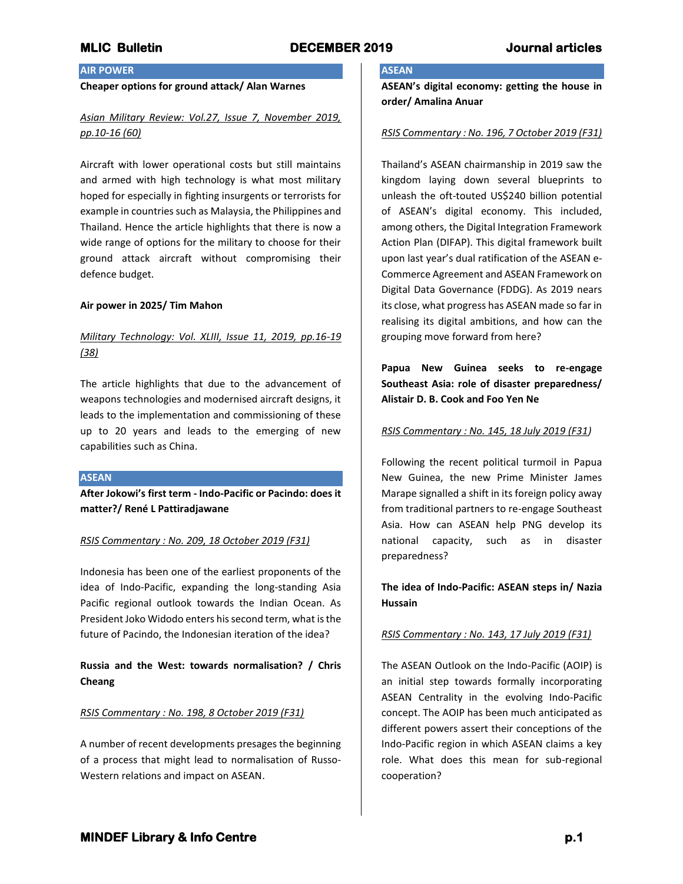## AIR POWER

**Cheaper options for ground attack/ Alan Warnes**

*Asian Military Review: Vol.27, Issue 7, November 2019, pp.10-16 (60)*

Aircraft with lower operational costs but still maintains and armed with high technology is what most military hoped for especially in fighting insurgents or terrorists for example in countries such as Malaysia, the Philippines and Thailand. Hence the article highlights that there is now a wide range of options for the military to choose for their ground attack aircraft without compromising their defence budget.

**Air power in 2025/ Tim Mahon**

*Military Technology: Vol. XLIII, Issue 11, 2019, pp.16-19 (38)*

The article highlights that due to the advancement of weapons technologies and modernised aircraft designs, it leads to the implementation and commissioning of these up to 20 years and leads to the emerging of new capabilities such as China.

## ASEAN

**After Jokowi's first term - Indo-Pacific or Pacindo: does it matter?/ René L Pattiradjawane**

*RSIS Commentary : No. 209, 18 October 2019 (F31)*

Indonesia has been one of the earliest proponents of the idea of Indo-Pacific, expanding the long-standing Asia Pacific regional outlook towards the Indian Ocean. As President Joko Widodo enters his second term, what is the future of Pacindo, the Indonesian iteration of the idea?

**Russia and the West: towards normalisation? / Chris Cheang**

*RSIS Commentary : No. 198, 8 October 2019 (F31)*

A number of recent developments presages the beginning of a process that might lead to normalisation of Russo-Western relations and impact on ASEAN.

## ASEAN

**ASEAN's digital economy: getting the house in order/ Amalina Anuar**

*RSIS Commentary : No. 196, 7 October 2019 (F31)*

Thailand's ASEAN chairmanship in 2019 saw the kingdom laying down several blueprints to unleash the oft-touted US$240 billion potential of ASEAN's digital economy. This included, among others, the Digital Integration Framework Action Plan (DIFAP). This digital framework built upon last year's dual ratification of the ASEAN e-Commerce Agreement and ASEAN Framework on Digital Data Governance (FDDG). As 2019 nears its close, what progress has ASEAN made so far in realising its digital ambitions, and how can the grouping move forward from here?

**Papua New Guinea seeks to re-engage Southeast Asia: role of disaster preparedness/ Alistair D. B. Cook and Foo Yen Ne**

*RSIS Commentary : No. 145, 18 July 2019 (F31)*

Following the recent political turmoil in Papua New Guinea, the new Prime Minister James Marape signalled a shift in its foreign policy away from traditional partners to re-engage Southeast Asia. How can ASEAN help PNG develop its national capacity, such as in disaster preparedness?

**The idea of Indo-Pacific: ASEAN steps in/ Nazia Hussain**

*RSIS Commentary : No. 143, 17 July 2019 (F31)*

The ASEAN Outlook on the Indo-Pacific (AOIP) is an initial step towards formally incorporating ASEAN Centrality in the evolving Indo-Pacific concept. The AOIP has been much anticipated as different powers assert their conceptions of the Indo-Pacific region in which ASEAN claims a key role. What does this mean for sub-regional cooperation?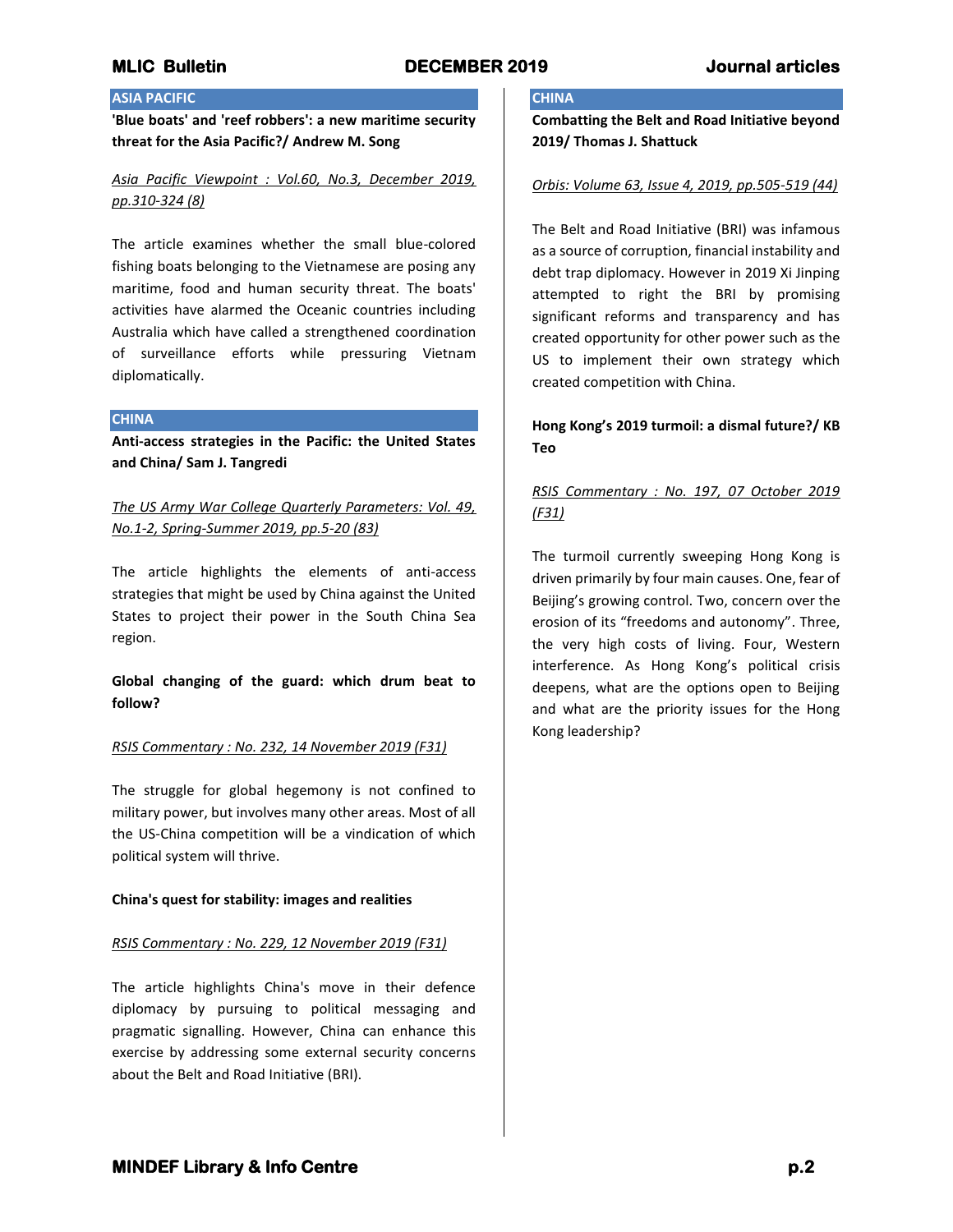## ASIA PACIFIC

**'Blue boats' and 'reef robbers': a new maritime security threat for the Asia Pacific?/ Andrew M. Song**

_Asia Pacific Viewpoint : Vol.60, No.3, December 2019, pp.310-324 (8)_

The article examines whether the small blue-colored fishing boats belonging to the Vietnamese are posing any maritime, food and human security threat. The boats' activities have alarmed the Oceanic countries including Australia which have called a strengthened coordination of surveillance efforts while pressuring Vietnam diplomatically.

## CHINA

**Anti-access strategies in the Pacific: the United States and China/ Sam J. Tangredi**

_The US Army War College Quarterly Parameters: Vol. 49, No.1-2, Spring-Summer 2019, pp.5-20 (83)_

The article highlights the elements of anti-access strategies that might be used by China against the United States to project their power in the South China Sea region.

**Global changing of the guard: which drum beat to follow?**

_RSIS Commentary : No. 232, 14 November 2019 (F31)_

The struggle for global hegemony is not confined to military power, but involves many other areas. Most of all the US-China competition will be a vindication of which political system will thrive.

**China's quest for stability: images and realities**

_RSIS Commentary : No. 229, 12 November 2019 (F31)_

The article highlights China's move in their defence diplomacy by pursuing to political messaging and pragmatic signalling. However, China can enhance this exercise by addressing some external security concerns about the Belt and Road Initiative (BRI).

## CHINA

**Combatting the Belt and Road Initiative beyond 2019/ Thomas J. Shattuck**

_Orbis: Volume 63, Issue 4, 2019, pp.505-519 (44)_

The Belt and Road Initiative (BRI) was infamous as a source of corruption, financial instability and debt trap diplomacy. However in 2019 Xi Jinping attempted to right the BRI by promising significant reforms and transparency and has created opportunity for other power such as the US to implement their own strategy which created competition with China.

**Hong Kong's 2019 turmoil: a dismal future?/ KB Teo**

_RSIS Commentary : No. 197, 07 October 2019 (F31)_

The turmoil currently sweeping Hong Kong is driven primarily by four main causes. One, fear of Beijing's growing control. Two, concern over the erosion of its "freedoms and autonomy". Three, the very high costs of living. Four, Western interference. As Hong Kong's political crisis deepens, what are the options open to Beijing and what are the priority issues for the Hong Kong leadership?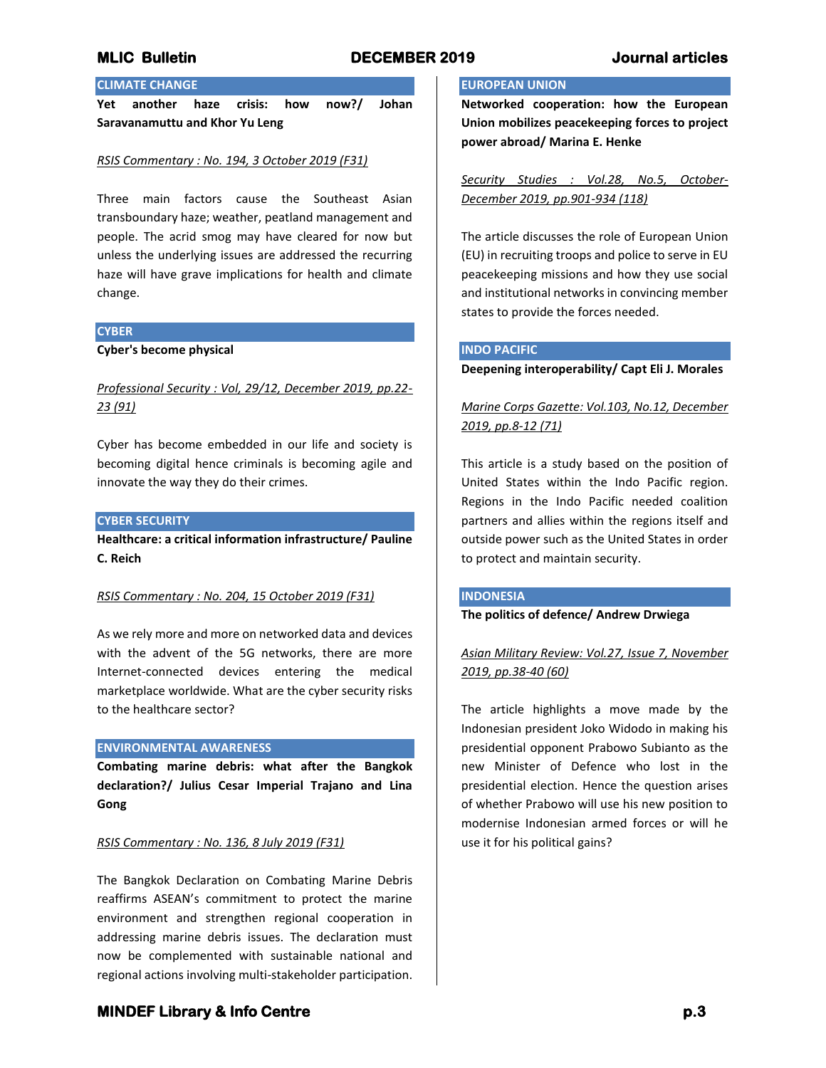## CLIMATE CHANGE

**Yet another haze crisis: how now?/ Johan Saravanamuttu and Khor Yu Leng**

*RSIS Commentary : No. 194, 3 October 2019 (F31)*

Three main factors cause the Southeast Asian transboundary haze; weather, peatland management and people. The acrid smog may have cleared for now but unless the underlying issues are addressed the recurring haze will have grave implications for health and climate change.

## CYBER

**Cyber's become physical**

*Professional Security : Vol, 29/12, December 2019, pp.22-23 (91)*

Cyber has become embedded in our life and society is becoming digital hence criminals is becoming agile and innovate the way they do their crimes.

## CYBER SECURITY

**Healthcare: a critical information infrastructure/ Pauline C. Reich**

*RSIS Commentary : No. 204, 15 October 2019 (F31)*

As we rely more and more on networked data and devices with the advent of the 5G networks, there are more Internet-connected devices entering the medical marketplace worldwide. What are the cyber security risks to the healthcare sector?

## ENVIRONMENTAL AWARENESS

**Combating marine debris: what after the Bangkok declaration?/ Julius Cesar Imperial Trajano and Lina Gong**

*RSIS Commentary : No. 136, 8 July 2019 (F31)*

The Bangkok Declaration on Combating Marine Debris reaffirms ASEAN's commitment to protect the marine environment and strengthen regional cooperation in addressing marine debris issues. The declaration must now be complemented with sustainable national and regional actions involving multi-stakeholder participation.

## EUROPEAN UNION

**Networked cooperation: how the European Union mobilizes peacekeeping forces to project power abroad/ Marina E. Henke**

*Security Studies : Vol.28, No.5, October-December 2019, pp.901-934 (118)*

The article discusses the role of European Union (EU) in recruiting troops and police to serve in EU peacekeeping missions and how they use social and institutional networks in convincing member states to provide the forces needed.

## INDO PACIFIC

**Deepening interoperability/ Capt Eli J. Morales**

*Marine Corps Gazette: Vol.103, No.12, December 2019, pp.8-12 (71)*

This article is a study based on the position of United States within the Indo Pacific region. Regions in the Indo Pacific needed coalition partners and allies within the regions itself and outside power such as the United States in order to protect and maintain security.

## INDONESIA

**The politics of defence/ Andrew Drwiega**

*Asian Military Review: Vol.27, Issue 7, November 2019, pp.38-40 (60)*

The article highlights a move made by the Indonesian president Joko Widodo in making his presidential opponent Prabowo Subianto as the new Minister of Defence who lost in the presidential election. Hence the question arises of whether Prabowo will use his new position to modernise Indonesian armed forces or will he use it for his political gains?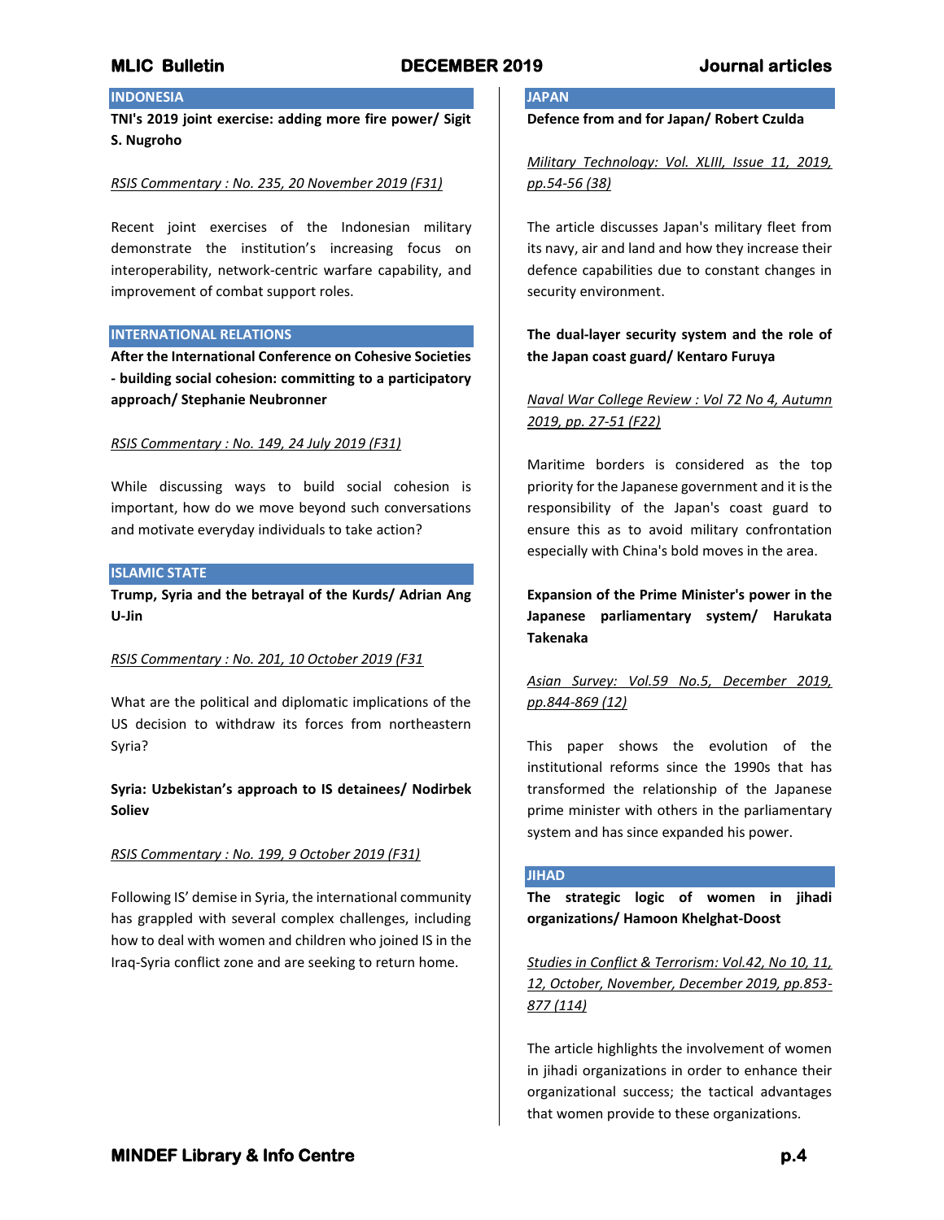## INDONESIA

**TNI's 2019 joint exercise: adding more fire power/ Sigit S. Nugroho**

*RSIS Commentary : No. 235, 20 November 2019 (F31)*

Recent joint exercises of the Indonesian military demonstrate the institution's increasing focus on interoperability, network-centric warfare capability, and improvement of combat support roles.

## INTERNATIONAL RELATIONS

**After the International Conference on Cohesive Societies - building social cohesion: committing to a participatory approach/ Stephanie Neubronner**

*RSIS Commentary : No. 149, 24 July 2019 (F31)*

While discussing ways to build social cohesion is important, how do we move beyond such conversations and motivate everyday individuals to take action?

## ISLAMIC STATE

**Trump, Syria and the betrayal of the Kurds/ Adrian Ang U-Jin**

*RSIS Commentary : No. 201, 10 October 2019 (F31*

What are the political and diplomatic implications of the US decision to withdraw its forces from northeastern Syria?

**Syria: Uzbekistan's approach to IS detainees/ Nodirbek Soliev**

*RSIS Commentary : No. 199, 9 October 2019 (F31)*

Following IS' demise in Syria, the international community has grappled with several complex challenges, including how to deal with women and children who joined IS in the Iraq-Syria conflict zone and are seeking to return home.

## JAPAN

**Defence from and for Japan/ Robert Czulda**

*Military Technology: Vol. XLIII, Issue 11, 2019, pp.54-56 (38)*

The article discusses Japan's military fleet from its navy, air and land and how they increase their defence capabilities due to constant changes in security environment.

**The dual-layer security system and the role of the Japan coast guard/ Kentaro Furuya**

*Naval War College Review : Vol 72 No 4, Autumn 2019, pp. 27-51 (F22)*

Maritime borders is considered as the top priority for the Japanese government and it is the responsibility of the Japan's coast guard to ensure this as to avoid military confrontation especially with China's bold moves in the area.

**Expansion of the Prime Minister's power in the Japanese parliamentary system/ Harukata Takenaka**

*Asian Survey: Vol.59 No.5, December 2019, pp.844-869 (12)*

This paper shows the evolution of the institutional reforms since the 1990s that has transformed the relationship of the Japanese prime minister with others in the parliamentary system and has since expanded his power.

## JIHAD

**The strategic logic of women in jihadi organizations/ Hamoon Khelghat-Doost**

*Studies in Conflict & Terrorism: Vol.42, No 10, 11, 12, October, November, December 2019, pp.853-877 (114)*

The article highlights the involvement of women in jihadi organizations in order to enhance their organizational success; the tactical advantages that women provide to these organizations.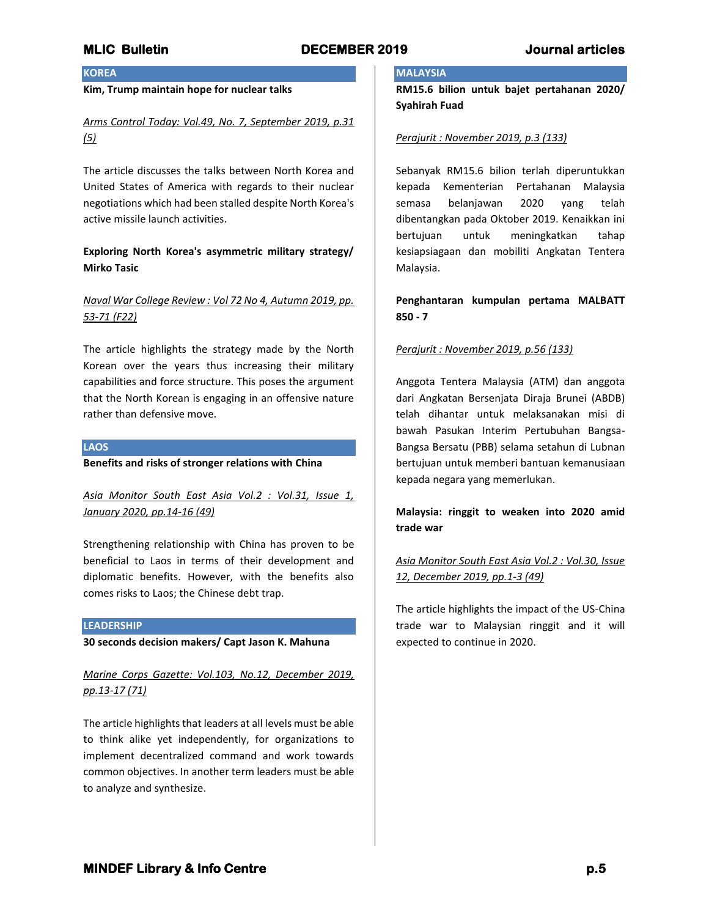## KOREA

**Kim, Trump maintain hope for nuclear talks**

*Arms Control Today: Vol.49, No. 7, September 2019, p.31 (5)*

The article discusses the talks between North Korea and United States of America with regards to their nuclear negotiations which had been stalled despite North Korea's active missile launch activities.

**Exploring North Korea's asymmetric military strategy/ Mirko Tasic**

*Naval War College Review : Vol 72 No 4, Autumn 2019, pp. 53-71 (F22)*

The article highlights the strategy made by the North Korean over the years thus increasing their military capabilities and force structure. This poses the argument that the North Korean is engaging in an offensive nature rather than defensive move.

## LAOS

**Benefits and risks of stronger relations with China**

*Asia Monitor South East Asia Vol.2 : Vol.31, Issue 1, January 2020, pp.14-16 (49)*

Strengthening relationship with China has proven to be beneficial to Laos in terms of their development and diplomatic benefits. However, with the benefits also comes risks to Laos; the Chinese debt trap.

## LEADERSHIP

**30 seconds decision makers/ Capt Jason K. Mahuna**

*Marine Corps Gazette: Vol.103, No.12, December 2019, pp.13-17 (71)*

The article highlights that leaders at all levels must be able to think alike yet independently, for organizations to implement decentralized command and work towards common objectives. In another term leaders must be able to analyze and synthesize.

## MALAYSIA

**RM15.6 bilion untuk bajet pertahanan 2020/ Syahirah Fuad**

*Perajurit : November 2019, p.3 (133)*

Sebanyak RM15.6 bilion terlah diperuntukkan kepada Kementerian Pertahanan Malaysia semasa belanjawan 2020 yang telah dibentangkan pada Oktober 2019. Kenaikkan ini bertujuan untuk meningkatkan tahap kesiapsiagaan dan mobiliti Angkatan Tentera Malaysia.

**Penghantaran kumpulan pertama MALBATT 850 - 7**

*Perajurit : November 2019, p.56 (133)*

Anggota Tentera Malaysia (ATM) dan anggota dari Angkatan Bersenjata Diraja Brunei (ABDB) telah dihantar untuk melaksanakan misi di bawah Pasukan Interim Pertubuhan Bangsa-Bangsa Bersatu (PBB) selama setahun di Lubnan bertujuan untuk memberi bantuan kemanusiaan kepada negara yang memerlukan.

**Malaysia: ringgit to weaken into 2020 amid trade war**

*Asia Monitor South East Asia Vol.2 : Vol.30, Issue 12, December 2019, pp.1-3 (49)*

The article highlights the impact of the US-China trade war to Malaysian ringgit and it will expected to continue in 2020.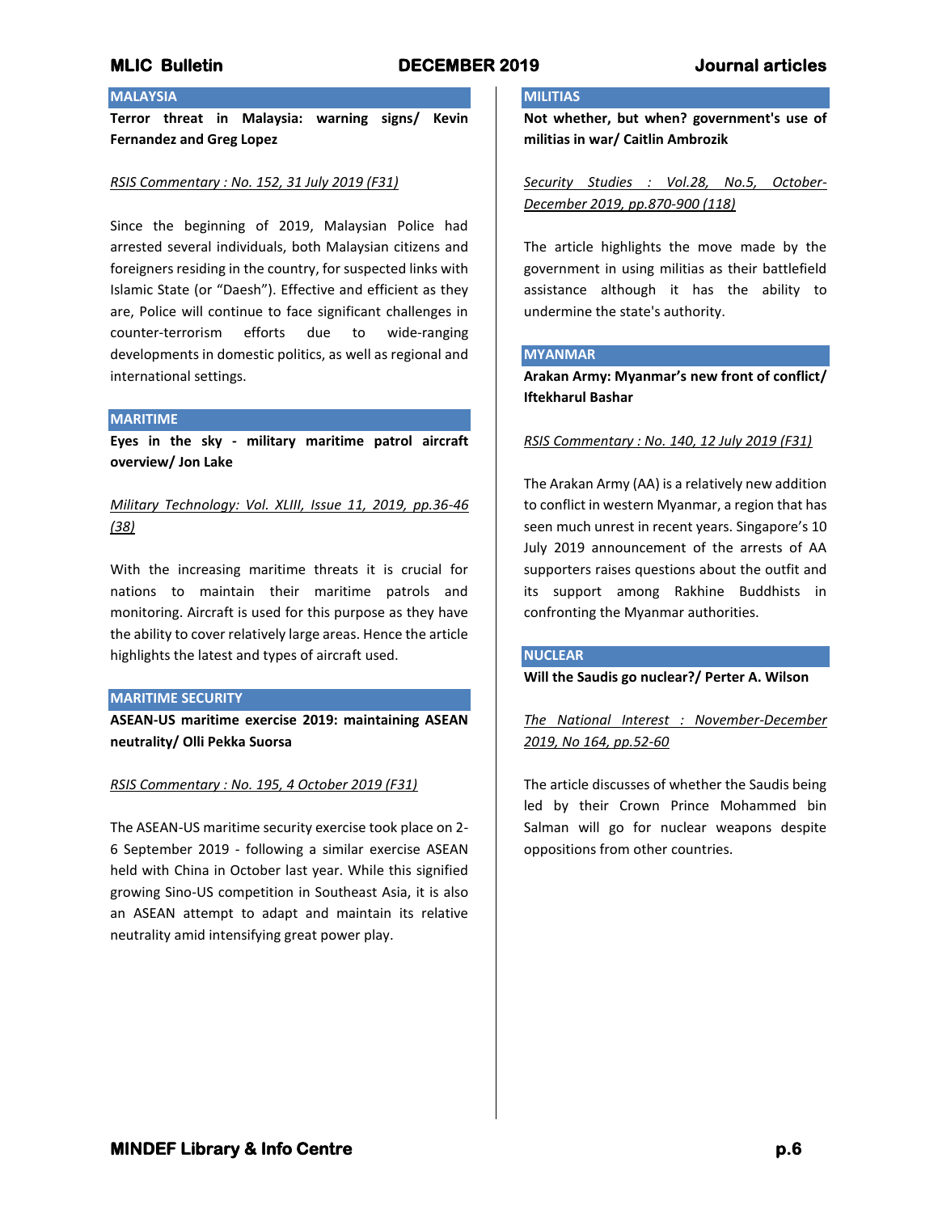## MALAYSIA

**Terror threat in Malaysia: warning signs/ Kevin Fernandez and Greg Lopez**

*RSIS Commentary : No. 152, 31 July 2019 (F31)*

Since the beginning of 2019, Malaysian Police had arrested several individuals, both Malaysian citizens and foreigners residing in the country, for suspected links with Islamic State (or "Daesh"). Effective and efficient as they are, Police will continue to face significant challenges in counter-terrorism efforts due to wide-ranging developments in domestic politics, as well as regional and international settings.

## MARITIME

**Eyes in the sky - military maritime patrol aircraft overview/ Jon Lake**

*Military Technology: Vol. XLIII, Issue 11, 2019, pp.36-46 (38)*

With the increasing maritime threats it is crucial for nations to maintain their maritime patrols and monitoring. Aircraft is used for this purpose as they have the ability to cover relatively large areas. Hence the article highlights the latest and types of aircraft used.

## MARITIME SECURITY

**ASEAN-US maritime exercise 2019: maintaining ASEAN neutrality/ Olli Pekka Suorsa**

*RSIS Commentary : No. 195, 4 October 2019 (F31)*

The ASEAN-US maritime security exercise took place on 2-6 September 2019 - following a similar exercise ASEAN held with China in October last year. While this signified growing Sino-US competition in Southeast Asia, it is also an ASEAN attempt to adapt and maintain its relative neutrality amid intensifying great power play.

## MILITIAS

**Not whether, but when? government's use of militias in war/ Caitlin Ambrozik**

*Security Studies : Vol.28, No.5, October-December 2019, pp.870-900 (118)*

The article highlights the move made by the government in using militias as their battlefield assistance although it has the ability to undermine the state's authority.

## MYANMAR

**Arakan Army: Myanmar's new front of conflict/ Iftekharul Bashar**

*RSIS Commentary : No. 140, 12 July 2019 (F31)*

The Arakan Army (AA) is a relatively new addition to conflict in western Myanmar, a region that has seen much unrest in recent years. Singapore's 10 July 2019 announcement of the arrests of AA supporters raises questions about the outfit and its support among Rakhine Buddhists in confronting the Myanmar authorities.

## NUCLEAR

**Will the Saudis go nuclear?/ Perter A. Wilson**

*The National Interest : November-December 2019, No 164, pp.52-60*

The article discusses of whether the Saudis being led by their Crown Prince Mohammed bin Salman will go for nuclear weapons despite oppositions from other countries.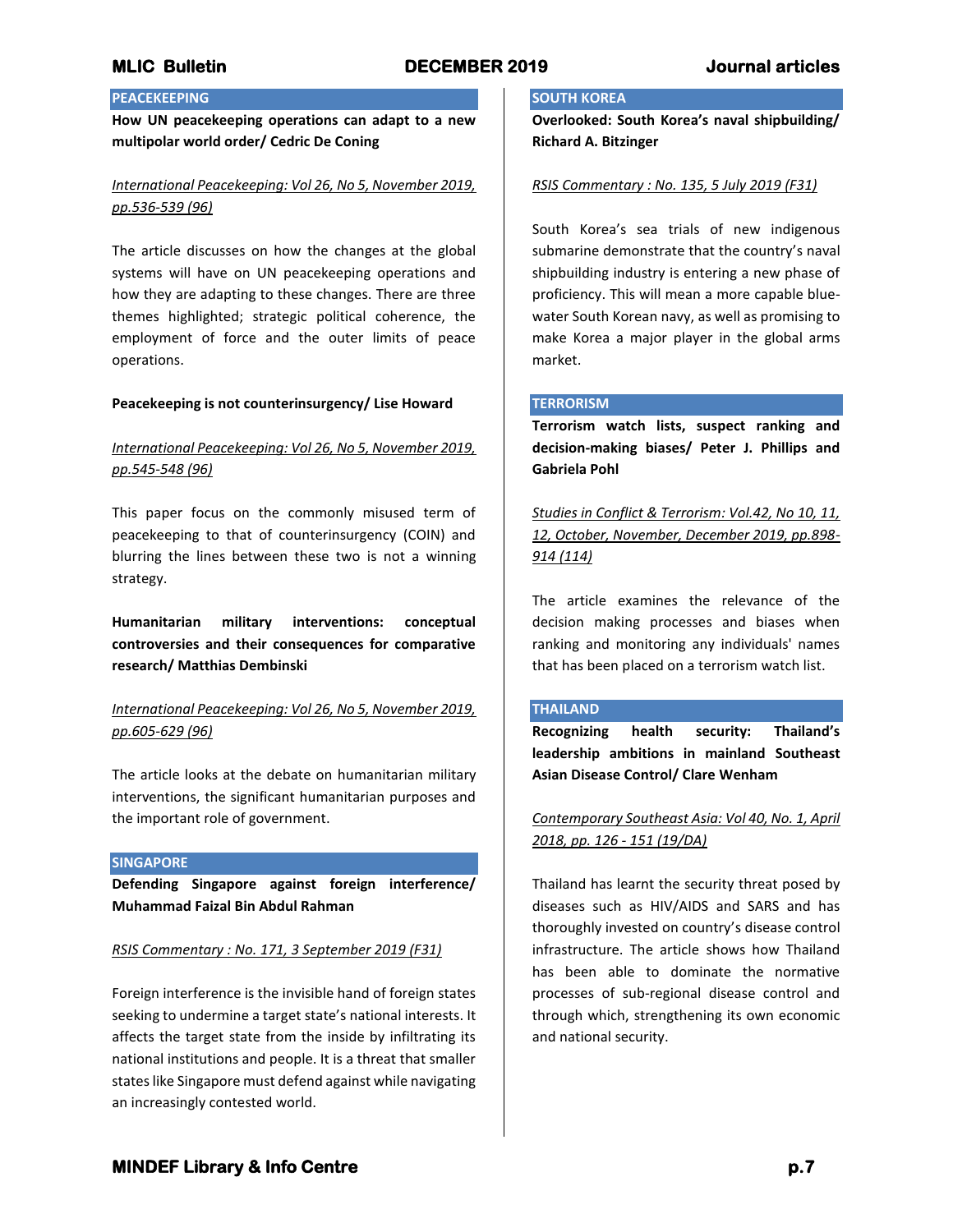## PEACEKEEPING

**How UN peacekeeping operations can adapt to a new multipolar world order/ Cedric De Coning**

*International Peacekeeping: Vol 26, No 5, November 2019, pp.536-539 (96)*

The article discusses on how the changes at the global systems will have on UN peacekeeping operations and how they are adapting to these changes. There are three themes highlighted; strategic political coherence, the employment of force and the outer limits of peace operations.

**Peacekeeping is not counterinsurgency/ Lise Howard**

*International Peacekeeping: Vol 26, No 5, November 2019, pp.545-548 (96)*

This paper focus on the commonly misused term of peacekeeping to that of counterinsurgency (COIN) and blurring the lines between these two is not a winning strategy.

**Humanitarian military interventions: conceptual controversies and their consequences for comparative research/ Matthias Dembinski**

*International Peacekeeping: Vol 26, No 5, November 2019, pp.605-629 (96)*

The article looks at the debate on humanitarian military interventions, the significant humanitarian purposes and the important role of government.

## SINGAPORE

**Defending Singapore against foreign interference/ Muhammad Faizal Bin Abdul Rahman**

*RSIS Commentary : No. 171, 3 September 2019 (F31)*

Foreign interference is the invisible hand of foreign states seeking to undermine a target state's national interests. It affects the target state from the inside by infiltrating its national institutions and people. It is a threat that smaller states like Singapore must defend against while navigating an increasingly contested world.

## SOUTH KOREA

**Overlooked: South Korea's naval shipbuilding/ Richard A. Bitzinger**

*RSIS Commentary : No. 135, 5 July 2019 (F31)*

South Korea's sea trials of new indigenous submarine demonstrate that the country's naval shipbuilding industry is entering a new phase of proficiency. This will mean a more capable blue-water South Korean navy, as well as promising to make Korea a major player in the global arms market.

## TERRORISM

**Terrorism watch lists, suspect ranking and decision-making biases/ Peter J. Phillips and Gabriela Pohl**

*Studies in Conflict & Terrorism: Vol.42, No 10, 11, 12, October, November, December 2019, pp.898-914 (114)*

The article examines the relevance of the decision making processes and biases when ranking and monitoring any individuals' names that has been placed on a terrorism watch list.

## THAILAND

**Recognizing health security: Thailand's leadership ambitions in mainland Southeast Asian Disease Control/ Clare Wenham**

*Contemporary Southeast Asia: Vol 40, No. 1, April 2018, pp. 126 - 151 (19/DA)*

Thailand has learnt the security threat posed by diseases such as HIV/AIDS and SARS and has thoroughly invested on country's disease control infrastructure. The article shows how Thailand has been able to dominate the normative processes of sub-regional disease control and through which, strengthening its own economic and national security.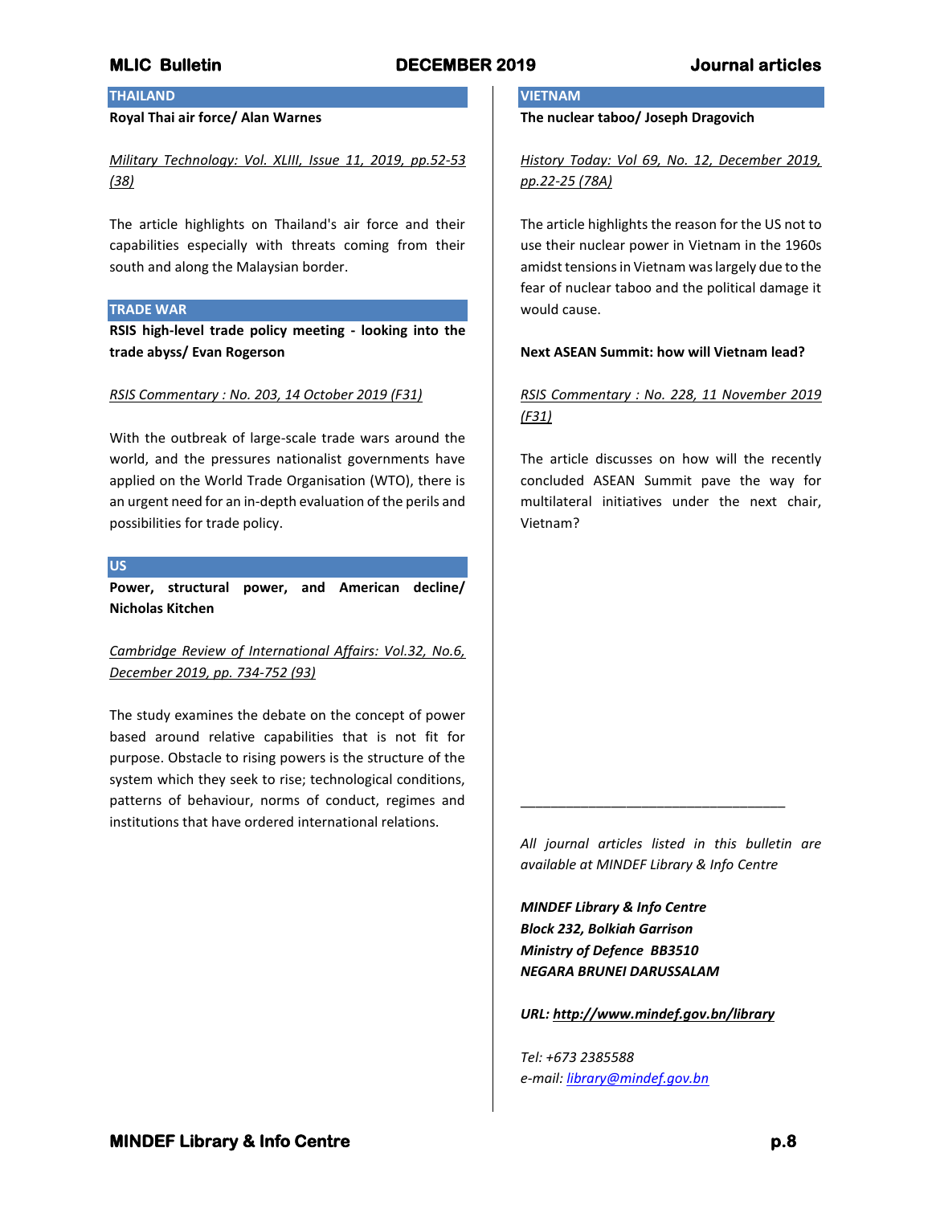## THAILAND

**Royal Thai air force/ Alan Warnes**

*Military Technology: Vol. XLIII, Issue 11, 2019, pp.52-53 (38)*

The article highlights on Thailand's air force and their capabilities especially with threats coming from their south and along the Malaysian border.

## TRADE WAR

**RSIS high-level trade policy meeting - looking into the trade abyss/ Evan Rogerson**

*RSIS Commentary : No. 203, 14 October 2019 (F31)*

With the outbreak of large-scale trade wars around the world, and the pressures nationalist governments have applied on the World Trade Organisation (WTO), there is an urgent need for an in-depth evaluation of the perils and possibilities for trade policy.

## US

**Power, structural power, and American decline/ Nicholas Kitchen**

*Cambridge Review of International Affairs: Vol.32, No.6, December 2019, pp. 734-752 (93)*

The study examines the debate on the concept of power based around relative capabilities that is not fit for purpose. Obstacle to rising powers is the structure of the system which they seek to rise; technological conditions, patterns of behaviour, norms of conduct, regimes and institutions that have ordered international relations.

## VIETNAM

**The nuclear taboo/ Joseph Dragovich**

*History Today: Vol 69, No. 12, December 2019, pp.22-25 (78A)*

The article highlights the reason for the US not to use their nuclear power in Vietnam in the 1960s amidst tensions in Vietnam was largely due to the fear of nuclear taboo and the political damage it would cause.

**Next ASEAN Summit: how will Vietnam lead?**

*RSIS Commentary : No. 228, 11 November 2019 (F31)*

The article discusses on how will the recently concluded ASEAN Summit pave the way for multilateral initiatives under the next chair, Vietnam?

---

*All journal articles listed in this bulletin are available at MINDEF Library & Info Centre*

***MINDEF Library & Info Centre***
***Block 232, Bolkiah Garrison***
***Ministry of Defence BB3510***
***NEGARA BRUNEI DARUSSALAM***

***URL: http://www.mindef.gov.bn/library***

*Tel: +673 2385588*
*e-mail: library@mindef.gov.bn*